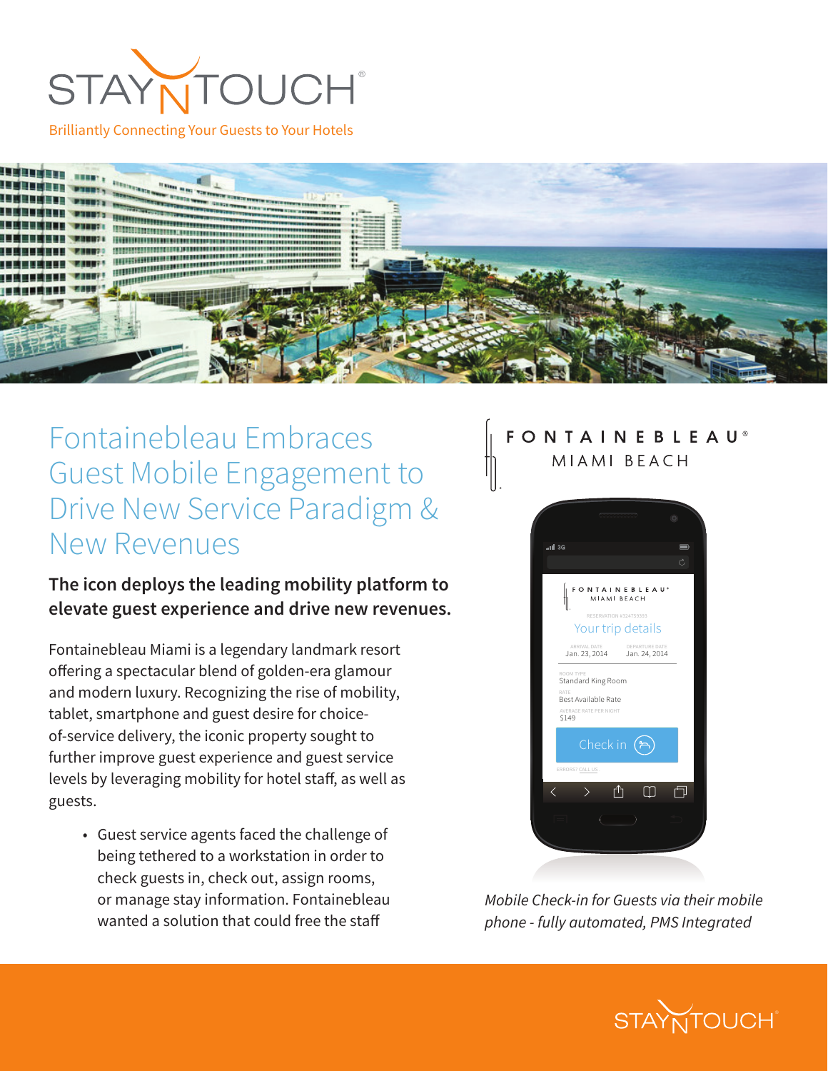STAYNTOUCH®

Brilliantly Connecting Your Guests to Your Hotels

# Fontainebleau Embraces Guest Mobile Engagement to Drive New Service Paradigm & New Revenues

**The icon deploys the leading mobility platform to elevate guest experience and drive new revenues.**

Fontainebleau Miami is a legendary landmark resort offering a spectacular blend of golden-era glamour and modern luxury. Recognizing the rise of mobility, tablet, smartphone and guest desire for choice-of-service delivery, the iconic property sought to further improve guest experience and guest service levels by leveraging mobility for hotel staff, as well as guests.

- Guest service agents faced the challenge of being tethered to a workstation in order to check guests in, check out, assign rooms, or manage stay information. Fontainebleau wanted a solution that could free the staff

FONTAINEBLEAU® MIAMI BEACH

*Mobile Check-in for Guests via their mobile phone - fully automated, PMS Integrated*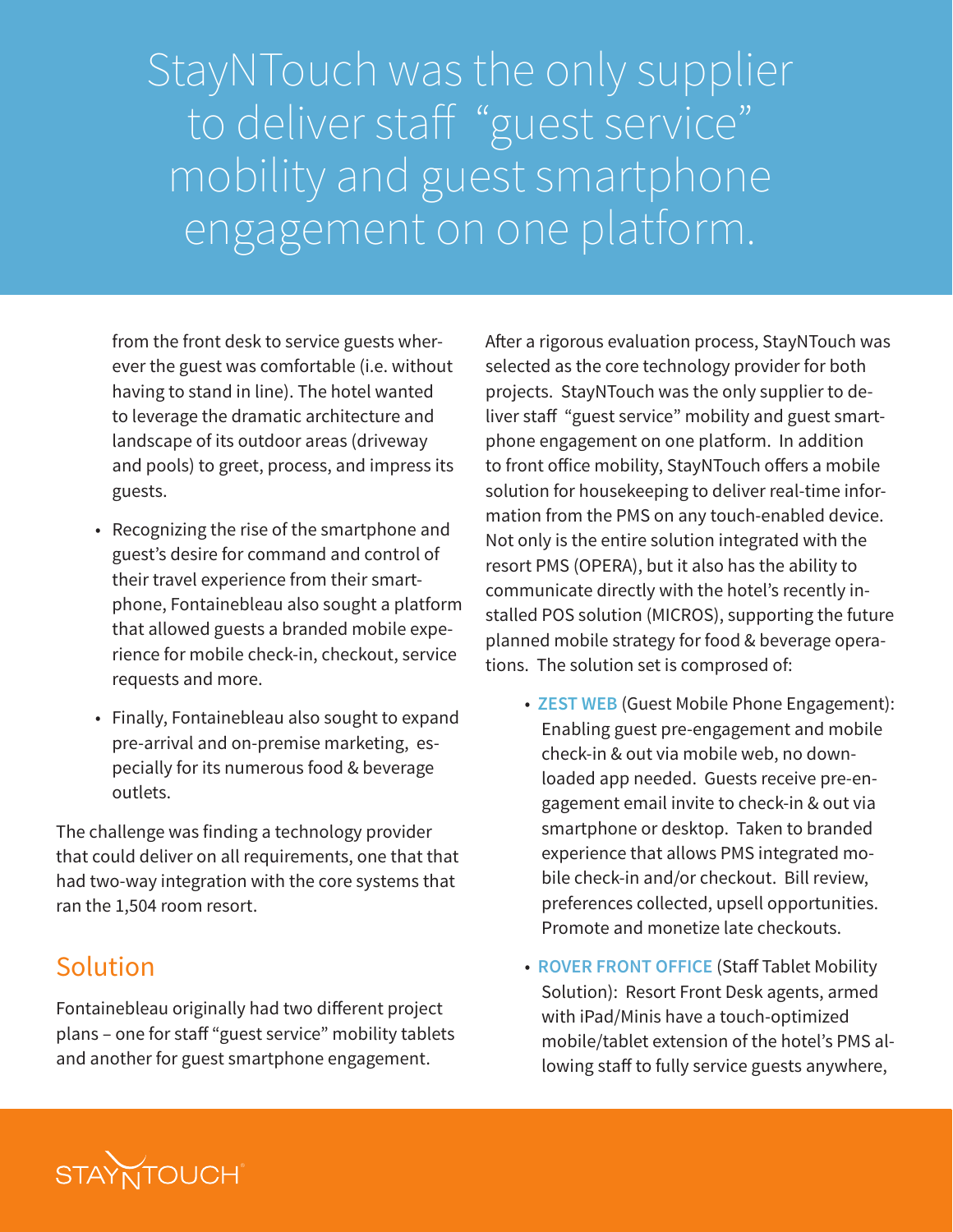# StayNTouch was the only supplier to deliver staff "guest service" mobility and guest smartphone engagement on one platform.

from the front desk to service guests wherever the guest was comfortable (i.e. without having to stand in line). The hotel wanted to leverage the dramatic architecture and landscape of its outdoor areas (driveway and pools) to greet, process, and impress its guests.

- Recognizing the rise of the smartphone and guest's desire for command and control of their travel experience from their smartphone, Fontainebleau also sought a platform that allowed guests a branded mobile experience for mobile check-in, checkout, service requests and more.
- Finally, Fontainebleau also sought to expand pre-arrival and on-premise marketing, especially for its numerous food & beverage outlets.

The challenge was finding a technology provider that could deliver on all requirements, one that that had two-way integration with the core systems that ran the 1,504 room resort.

## Solution

Fontainebleau originally had two different project plans – one for staff "guest service" mobility tablets and another for guest smartphone engagement.

After a rigorous evaluation process, StayNTouch was selected as the core technology provider for both projects. StayNTouch was the only supplier to deliver staff "guest service" mobility and guest smartphone engagement on one platform. In addition to front office mobility, StayNTouch offers a mobile solution for housekeeping to deliver real-time information from the PMS on any touch-enabled device. Not only is the entire solution integrated with the resort PMS (OPERA), but it also has the ability to communicate directly with the hotel's recently installed POS solution (MICROS), supporting the future planned mobile strategy for food & beverage operations. The solution set is composed of:

- **ZEST WEB** (Guest Mobile Phone Engagement): Enabling guest pre-engagement and mobile check-in & out via mobile web, no downloaded app needed. Guests receive pre-engagement email invite to check-in & out via smartphone or desktop. Taken to branded experience that allows PMS integrated mobile check-in and/or checkout. Bill review, preferences collected, upsell opportunities. Promote and monetize late checkouts.
- **ROVER FRONT OFFICE** (Staff Tablet Mobility Solution): Resort Front Desk agents, armed with iPad/Minis have a touch-optimized mobile/tablet extension of the hotel's PMS allowing staff to fully service guests anywhere,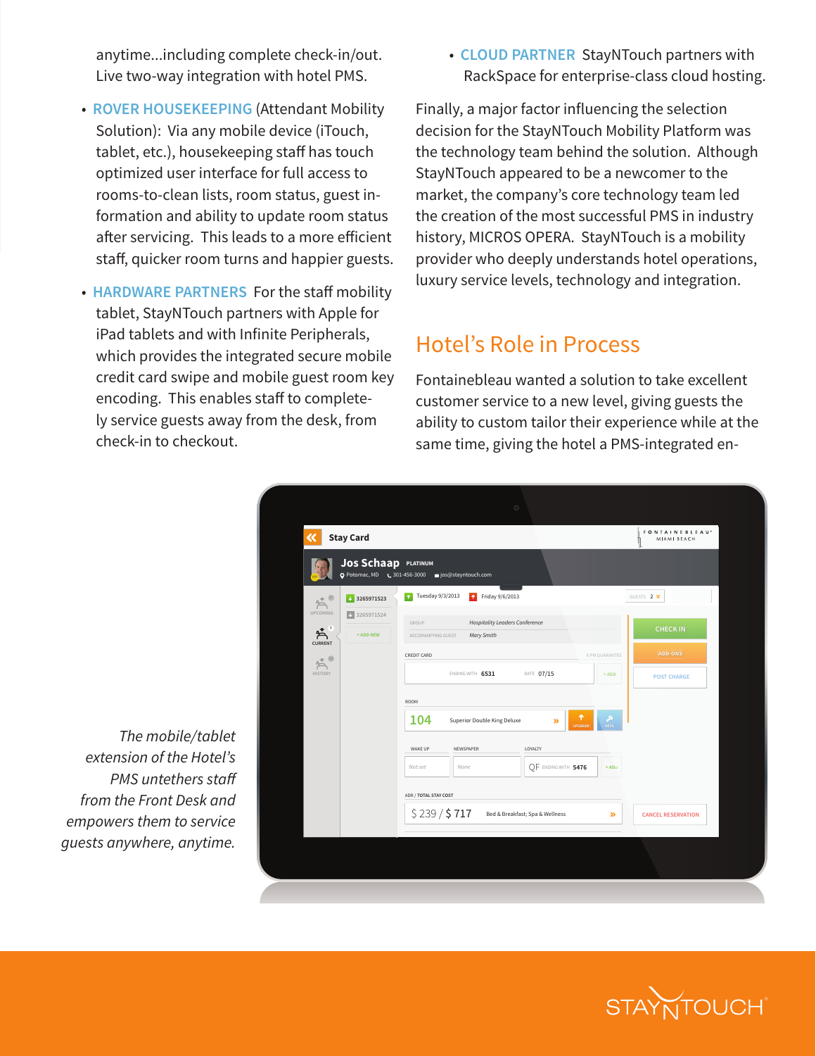anytime...including complete check-in/out. Live two-way integration with hotel PMS.

- **ROVER HOUSEKEEPING** (Attendant Mobility Solution): Via any mobile device (iTouch, tablet, etc.), housekeeping staff has touch optimized user interface for full access to rooms-to-clean lists, room status, guest information and ability to update room status after servicing. This leads to a more efficient staff, quicker room turns and happier guests.
- **HARDWARE PARTNERS** For the staff mobility tablet, StayNTouch partners with Apple for iPad tablets and with Infinite Peripherals, which provides the integrated secure mobile credit card swipe and mobile guest room key encoding. This enables staff to completely service guests away from the desk, from check-in to checkout.
- **CLOUD PARTNER** StayNTouch partners with RackSpace for enterprise-class cloud hosting.

Finally, a major factor influencing the selection decision for the StayNTouch Mobility Platform was the technology team behind the solution. Although StayNTouch appeared to be a newcomer to the market, the company's core technology team led the creation of the most successful PMS in industry history, MICROS OPERA. StayNTouch is a mobility provider who deeply understands hotel operations, luxury service levels, technology and integration.

## Hotel's Role in Process

Fontainebleau wanted a solution to take excellent customer service to a new level, giving guests the ability to custom tailor their experience while at the same time, giving the hotel a PMS-integrated en-

*The mobile/tablet extension of the Hotel's PMS untethers staff from the Front Desk and empowers them to service guests anywhere, anytime.*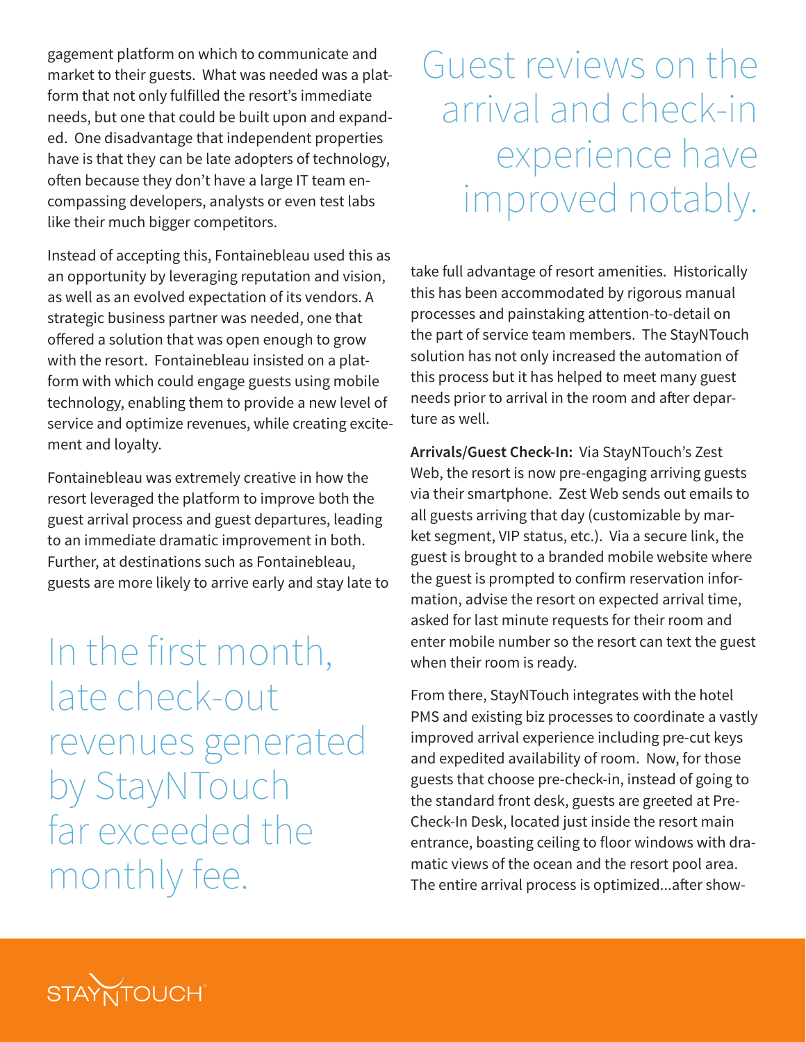gagement platform on which to communicate and market to their guests. What was needed was a platform that not only fulfilled the resort's immediate needs, but one that could be built upon and expanded. One disadvantage that independent properties have is that they can be late adopters of technology, often because they don't have a large IT team encompassing developers, analysts or even test labs like their much bigger competitors.

Instead of accepting this, Fontainebleau used this as an opportunity by leveraging reputation and vision, as well as an evolved expectation of its vendors. A strategic business partner was needed, one that offered a solution that was open enough to grow with the resort. Fontainebleau insisted on a platform with which could engage guests using mobile technology, enabling them to provide a new level of service and optimize revenues, while creating excitement and loyalty.

Fontainebleau was extremely creative in how the resort leveraged the platform to improve both the guest arrival process and guest departures, leading to an immediate dramatic improvement in both. Further, at destinations such as Fontainebleau, guests are more likely to arrive early and stay late to take full advantage of resort amenities. Historically this has been accommodated by rigorous manual processes and painstaking attention-to-detail on the part of service team members. The StayNTouch solution has not only increased the automation of this process but it has helped to meet many guest needs prior to arrival in the room and after departure as well.

> In the first month, late check-out revenues generated by StayNTouch far exceeded the monthly fee.

> Guest reviews on the arrival and check-in experience have improved notably.

**Arrivals/Guest Check-In:** Via StayNTouch's Zest Web, the resort is now pre-engaging arriving guests via their smartphone. Zest Web sends out emails to all guests arriving that day (customizable by market segment, VIP status, etc.). Via a secure link, the guest is brought to a branded mobile website where the guest is prompted to confirm reservation information, advise the resort on expected arrival time, asked for last minute requests for their room and enter mobile number so the resort can text the guest when their room is ready.

From there, StayNTouch integrates with the hotel PMS and existing biz processes to coordinate a vastly improved arrival experience including pre-cut keys and expedited availability of room. Now, for those guests that choose pre-check-in, instead of going to the standard front desk, guests are greeted at Pre-Check-In Desk, located just inside the resort main entrance, boasting ceiling to floor windows with dramatic views of the ocean and the resort pool area. The entire arrival process is optimized...after show-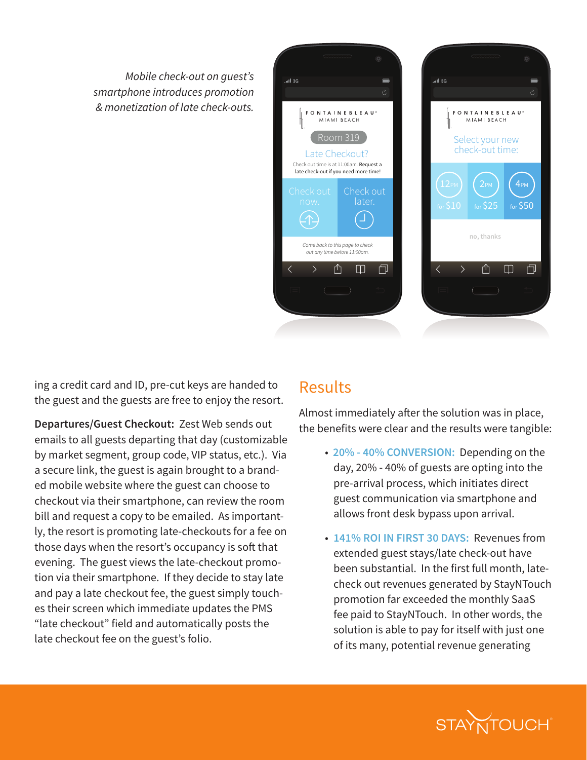*Mobile check-out on guest's smartphone introduces promotion & monetization of late check-outs.*

ing a credit card and ID, pre-cut keys are handed to the guest and the guests are free to enjoy the resort.

**Departures/Guest Checkout:** Zest Web sends out emails to all guests departing that day (customizable by market segment, group code, VIP status, etc.). Via a secure link, the guest is again brought to a branded mobile website where the guest can choose to checkout via their smartphone, can review the room bill and request a copy to be emailed. As importantly, the resort is promoting late-checkouts for a fee on those days when the resort's occupancy is soft that evening. The guest views the late-checkout promotion via their smartphone. If they decide to stay late and pay a late checkout fee, the guest simply touches their screen which immediate updates the PMS "late checkout" field and automatically posts the late checkout fee on the guest's folio.

## Results

Almost immediately after the solution was in place, the benefits were clear and the results were tangible:

- **20% - 40% CONVERSION:** Depending on the day, 20% - 40% of guests are opting into the pre-arrival process, which initiates direct guest communication via smartphone and allows front desk bypass upon arrival.
- **141% ROI IN FIRST 30 DAYS:** Revenues from extended guest stays/late check-out have been substantial. In the first full month, late-check out revenues generated by StayNTouch promotion far exceeded the monthly SaaS fee paid to StayNTouch. In other words, the solution is able to pay for itself with just one of its many, potential revenue generating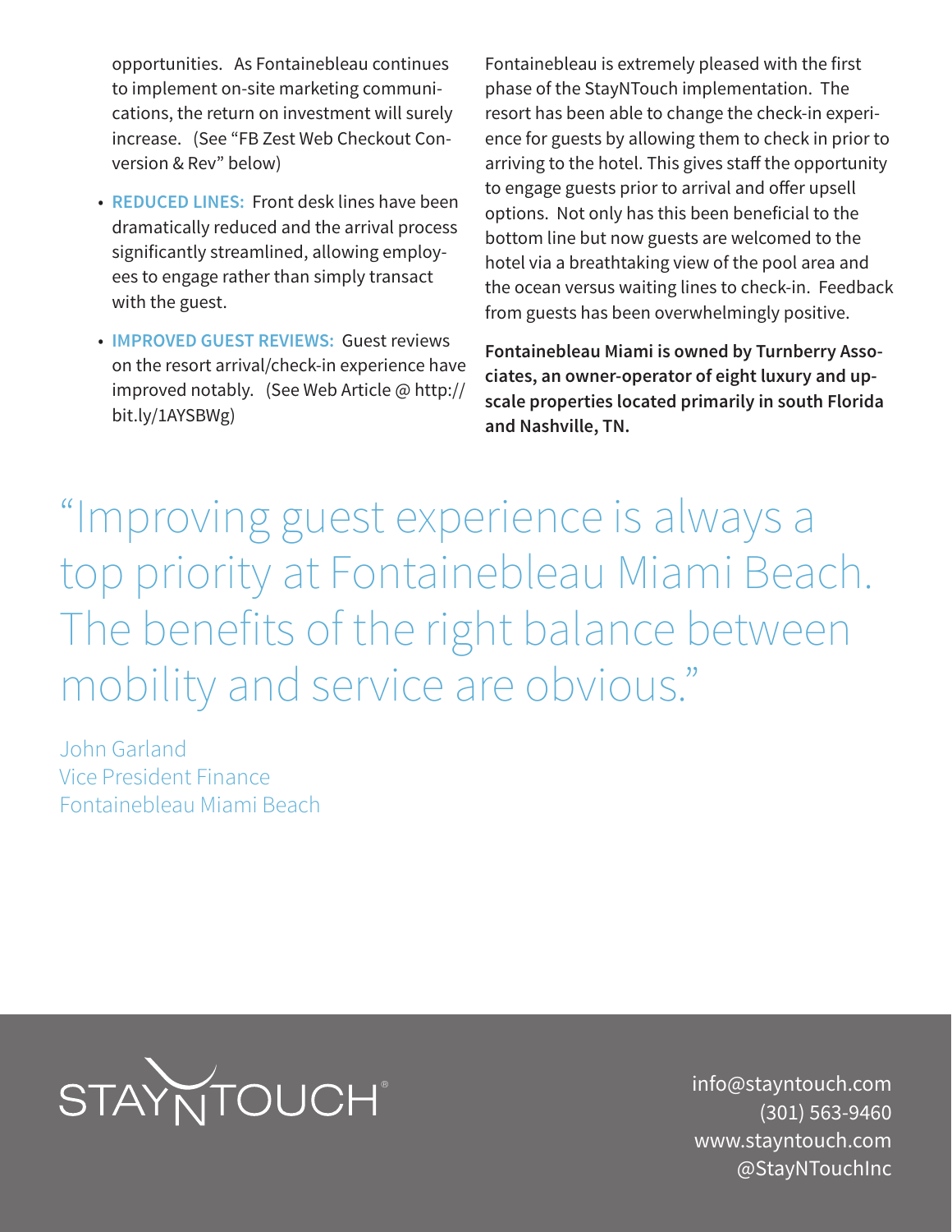opportunities. As Fontainebleau continues to implement on-site marketing communications, the return on investment will surely increase. (See "FB Zest Web Checkout Conversion & Rev" below)

- **REDUCED LINES:** Front desk lines have been dramatically reduced and the arrival process significantly streamlined, allowing employees to engage rather than simply transact with the guest.
- **IMPROVED GUEST REVIEWS:** Guest reviews on the resort arrival/check-in experience have improved notably. (See Web Article @ http://bit.ly/1AYSBWg)

Fontainebleau is extremely pleased with the first phase of the StayNTouch implementation. The resort has been able to change the check-in experience for guests by allowing them to check in prior to arriving to the hotel. This gives staff the opportunity to engage guests prior to arrival and offer upsell options. Not only has this been beneficial to the bottom line but now guests are welcomed to the hotel via a breathtaking view of the pool area and the ocean versus waiting lines to check-in. Feedback from guests has been overwhelmingly positive.

**Fontainebleau Miami is owned by Turnberry Associates, an owner-operator of eight luxury and upscale properties located primarily in south Florida and Nashville, TN.**

> "Improving guest experience is always a top priority at Fontainebleau Miami Beach. The benefits of the right balance between mobility and service are obvious."

John Garland
Vice President Finance
Fontainebleau Miami Beach

STAYNTOUCH®

info@stayntouch.com
(301) 563-9460
www.stayntouch.com
@StayNTouchInc